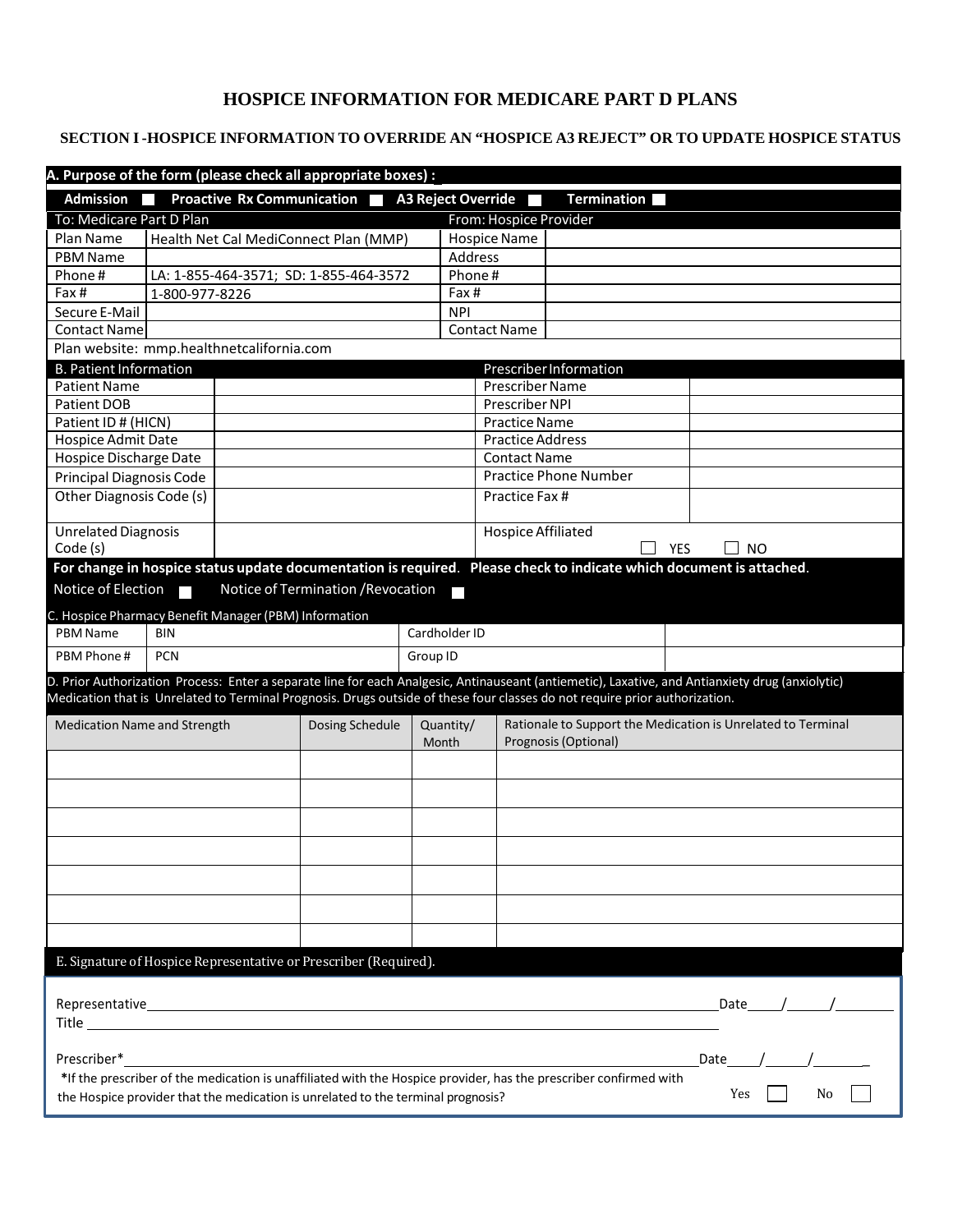# HOSPICE INFORMATION FOR MEDICARE PART D PLANS

## SECTION I -HOSPICE INFORMATION TO OVERRIDE AN "HOSPICE A3 REJECT" OR TO UPDATE HOSPICE STATUS

**A. Purpose of the form (please check all appropriate boxes) :**

**Admission** ☐ **Proactive Rx Communication** ☐ **A3 Reject Override** ☐ **Termination** ☐

| To: Medicare Part D Plan | | From: Hospice Provider | |
|---|---|---|---|
| Plan Name | Health Net Cal MediConnect Plan (MMP) | Hospice Name | |
| PBM Name | | Address | |
| Phone # | LA: 1-855-464-3571; SD: 1-855-464-3572 | Phone # | |
| Fax # | 1-800-977-8226 | Fax # | |
| Secure E-Mail | | NPI | |
| Contact Name | | Contact Name | |

Plan website: mmp.healthnetcalifornia.com

| B. Patient Information | | Prescriber Information | |
|---|---|---|---|
| Patient Name | | Prescriber Name | |
| Patient DOB | | Prescriber NPI | |
| Patient ID # (HICN) | | Practice Name | |
| Hospice Admit Date | | Practice Address | |
| Hospice Discharge Date | | Contact Name | |
| Principal Diagnosis Code | | Practice Phone Number | |
| Other Diagnosis Code (s) | | Practice Fax # | |
| Unrelated Diagnosis Code (s) | | Hospice Affiliated | ☐ YES ☐ NO |

**For change in hospice status update documentation is required. Please check to indicate which document is attached.**

Notice of Election ☐ Notice of Termination /Revocation ☐

C. Hospice Pharmacy Benefit Manager (PBM) Information

| PBM Name | BIN | Cardholder ID | |
|---|---|---|---|
| PBM Phone # | PCN | Group ID | |

D. Prior Authorization Process: Enter a separate line for each Analgesic, Antinauseant (antiemetic), Laxative, and Antianxiety drug (anxiolytic) Medication that is Unrelated to Terminal Prognosis. Drugs outside of these four classes do not require prior authorization.

| Medication Name and Strength | Dosing Schedule | Quantity/ Month | Rationale to Support the Medication is Unrelated to Terminal Prognosis (Optional) |
|---|---|---|---|
| | | | |
| | | | |
| | | | |
| | | | |
| | | | |
| | | | |
| | | | |

E. Signature of Hospice Representative or Prescriber (Required).

Representative_______________________________________________ Date____/_____/________

Title _______________________________________________

Prescriber*_______________________________________________ Date____/_____/_______

*If the prescriber of the medication is unaffiliated with the Hospice provider, has the prescriber confirmed with the Hospice provider that the medication is unrelated to the terminal prognosis? Yes ☐ No ☐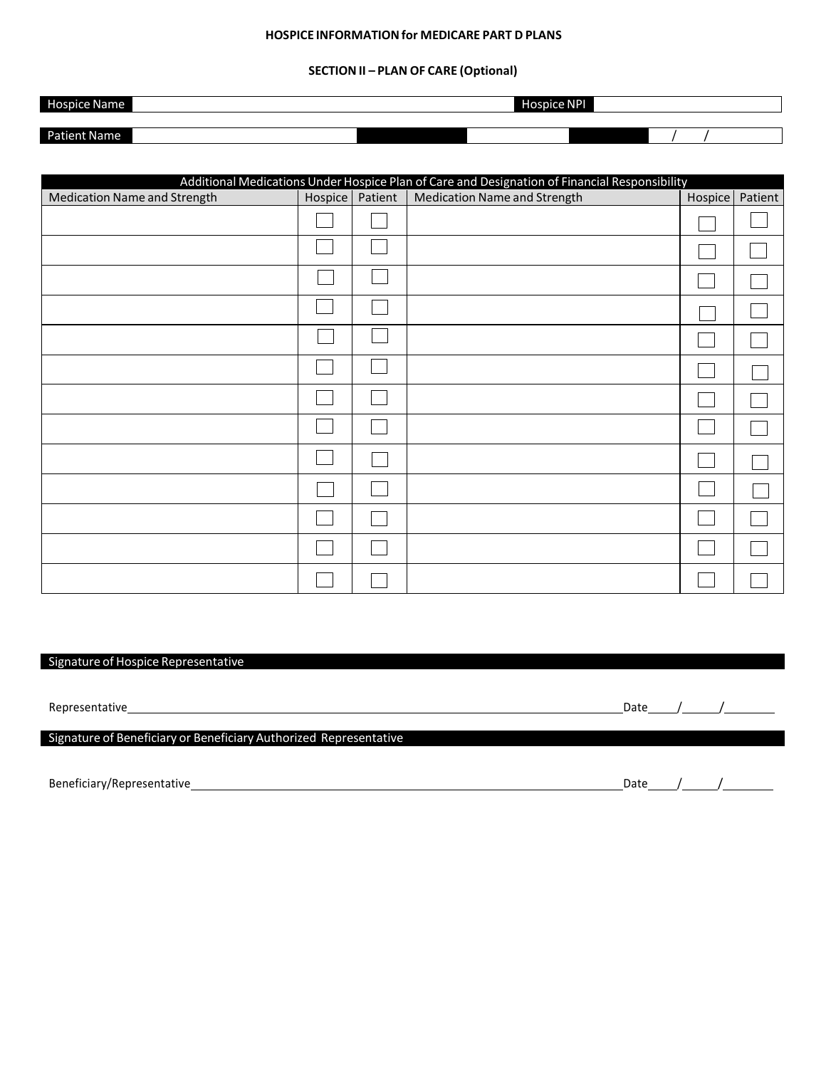**HOSPICE INFORMATION for MEDICARE PART D PLANS**

**SECTION II – PLAN OF CARE (Optional)**

| Hospice Name | | Hospice NPI | |
|---|---|---|---|

| Patient Name | | | | / / |
|---|---|---|---|---|

| Additional Medications Under Hospice Plan of Care and Designation of Financial Responsibility | | | | | |
|---|---|---|---|---|---|
| Medication Name and Strength | Hospice | Patient | Medication Name and Strength | Hospice | Patient |
| | ☐ | ☐ | | ☐ | ☐ |
| | ☐ | ☐ | | ☐ | ☐ |
| | ☐ | ☐ | | ☐ | ☐ |
| | ☐ | ☐ | | ☐ | ☐ |
| | ☐ | ☐ | | ☐ | ☐ |
| | ☐ | ☐ | | ☐ | ☐ |
| | ☐ | ☐ | | ☐ | ☐ |
| | ☐ | ☐ | | ☐ | ☐ |
| | ☐ | ☐ | | ☐ | ☐ |
| | ☐ | ☐ | | ☐ | ☐ |
| | ☐ | ☐ | | ☐ | ☐ |
| | ☐ | ☐ | | ☐ | ☐ |
| | ☐ | ☐ | | ☐ | ☐ |

**Signature of Hospice Representative**

Representative\_\_\_\_\_\_\_\_\_\_\_\_\_\_\_\_\_\_\_\_\_\_\_\_\_\_\_\_\_\_\_\_\_\_\_\_\_\_\_\_ Date\_\_\_\_/\_\_\_\_\_/\_\_\_\_\_\_\_

**Signature of Beneficiary or Beneficiary Authorized Representative**

Beneficiary/Representative\_\_\_\_\_\_\_\_\_\_\_\_\_\_\_\_\_\_\_\_\_\_\_\_\_\_\_\_\_\_\_\_\_\_ Date\_\_\_\_/\_\_\_\_\_/\_\_\_\_\_\_\_